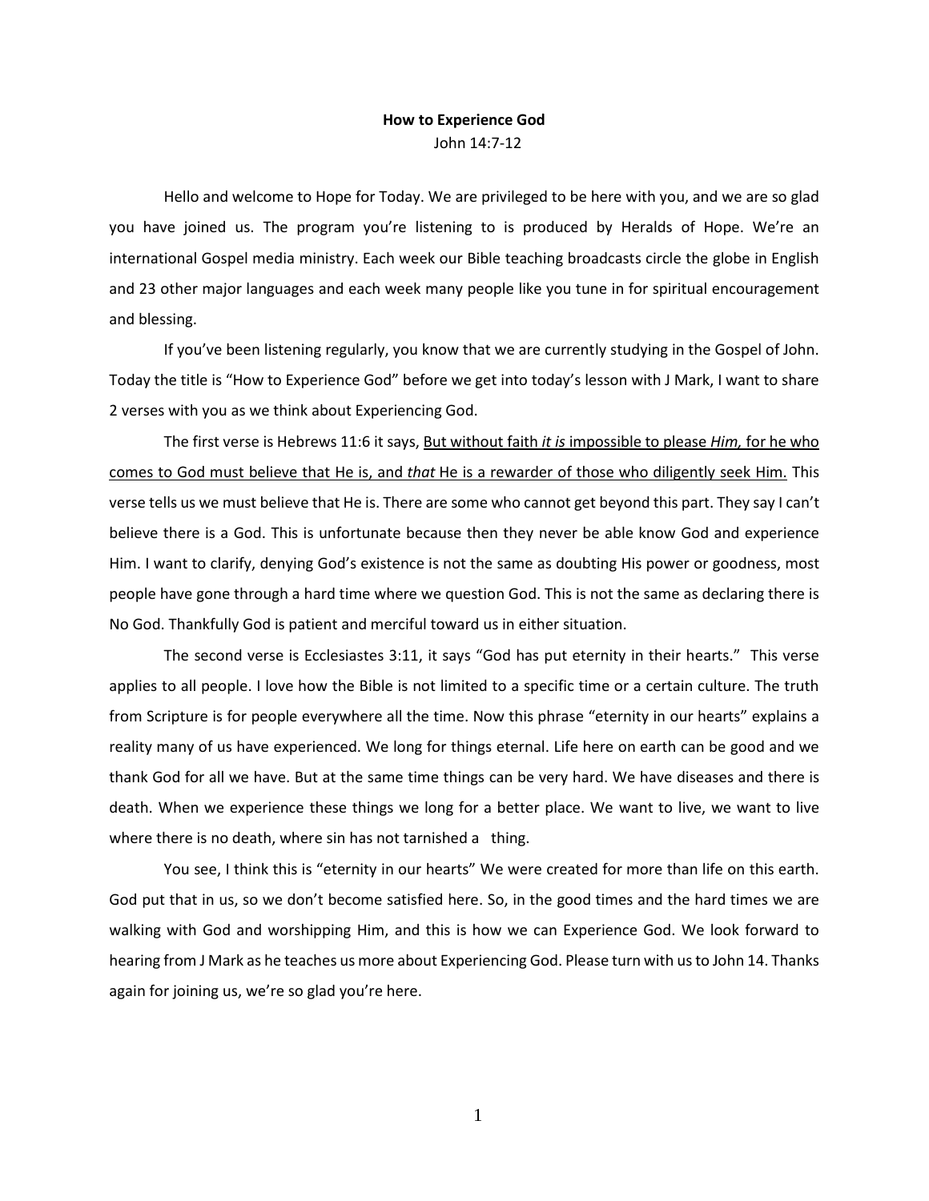**How to Experience God**

John 14:7-12

Hello and welcome to Hope for Today. We are privileged to be here with you, and we are so glad you have joined us. The program you're listening to is produced by Heralds of Hope. We're an international Gospel media ministry. Each week our Bible teaching broadcasts circle the globe in English and 23 other major languages and each week many people like you tune in for spiritual encouragement and blessing.

If you've been listening regularly, you know that we are currently studying in the Gospel of John. Today the title is "How to Experience God" before we get into today's lesson with J Mark, I want to share 2 verses with you as we think about Experiencing God.

The first verse is Hebrews 11:6 it says, <u>But without faith *it is* impossible to please *Him,* for he who comes to God must believe that He is, and *that* He is a rewarder of those who diligently seek Him.</u> This verse tells us we must believe that He is. There are some who cannot get beyond this part. They say I can't believe there is a God. This is unfortunate because then they never be able know God and experience Him. I want to clarify, denying God's existence is not the same as doubting His power or goodness, most people have gone through a hard time where we question God. This is not the same as declaring there is No God. Thankfully God is patient and merciful toward us in either situation.

The second verse is Ecclesiastes 3:11, it says "God has put eternity in their hearts." This verse applies to all people. I love how the Bible is not limited to a specific time or a certain culture. The truth from Scripture is for people everywhere all the time. Now this phrase "eternity in our hearts" explains a reality many of us have experienced. We long for things eternal. Life here on earth can be good and we thank God for all we have. But at the same time things can be very hard. We have diseases and there is death. When we experience these things we long for a better place. We want to live, we want to live where there is no death, where sin has not tarnished a thing.

You see, I think this is "eternity in our hearts" We were created for more than life on this earth. God put that in us, so we don't become satisfied here. So, in the good times and the hard times we are walking with God and worshipping Him, and this is how we can Experience God. We look forward to hearing from J Mark as he teaches us more about Experiencing God. Please turn with us to John 14. Thanks again for joining us, we're so glad you're here.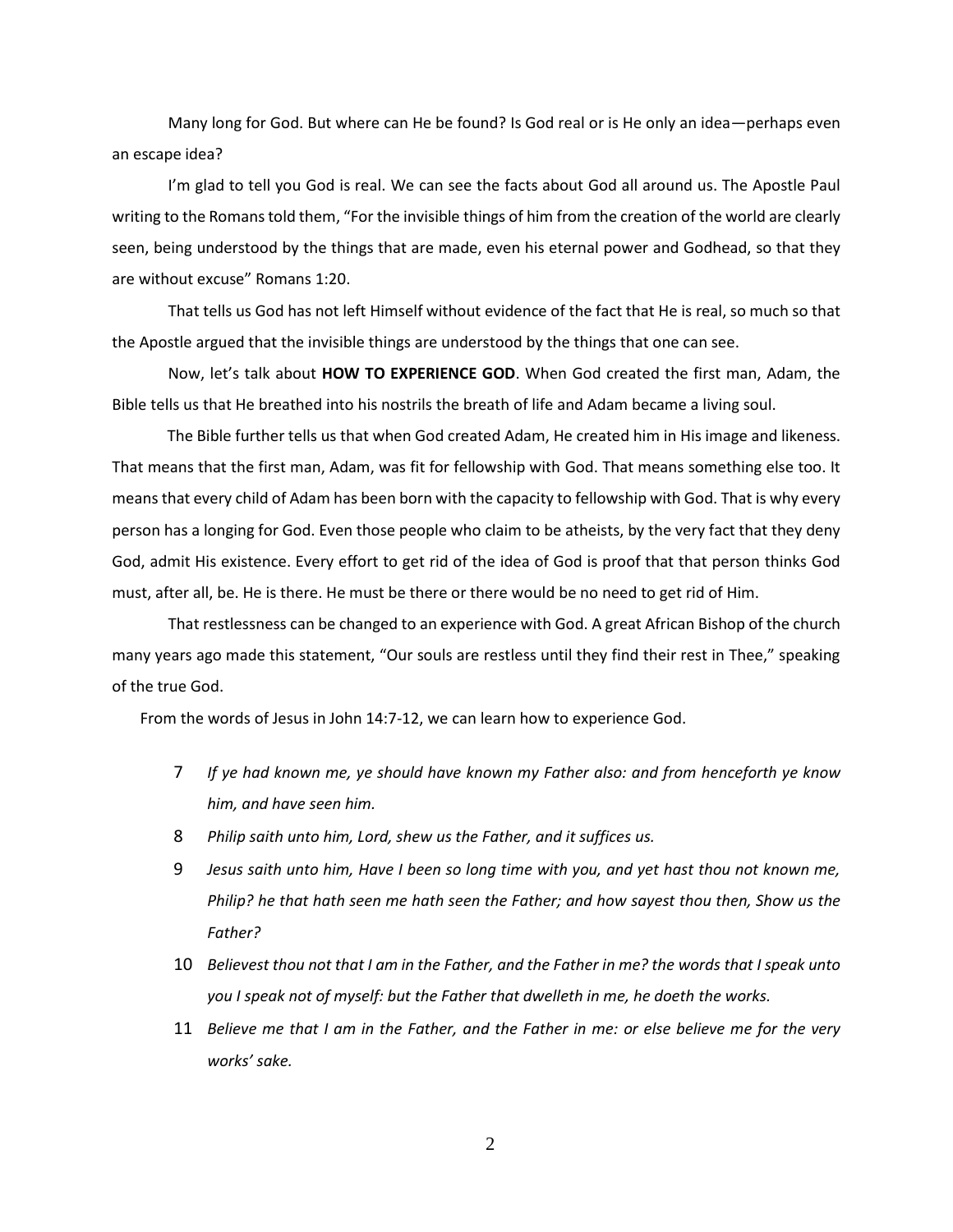Many long for God. But where can He be found? Is God real or is He only an idea—perhaps even an escape idea?

I'm glad to tell you God is real. We can see the facts about God all around us. The Apostle Paul writing to the Romans told them, "For the invisible things of him from the creation of the world are clearly seen, being understood by the things that are made, even his eternal power and Godhead, so that they are without excuse" Romans 1:20.

That tells us God has not left Himself without evidence of the fact that He is real, so much so that the Apostle argued that the invisible things are understood by the things that one can see.

Now, let's talk about **HOW TO EXPERIENCE GOD**. When God created the first man, Adam, the Bible tells us that He breathed into his nostrils the breath of life and Adam became a living soul.

The Bible further tells us that when God created Adam, He created him in His image and likeness. That means that the first man, Adam, was fit for fellowship with God. That means something else too. It means that every child of Adam has been born with the capacity to fellowship with God. That is why every person has a longing for God. Even those people who claim to be atheists, by the very fact that they deny God, admit His existence. Every effort to get rid of the idea of God is proof that that person thinks God must, after all, be. He is there. He must be there or there would be no need to get rid of Him.

That restlessness can be changed to an experience with God. A great African Bishop of the church many years ago made this statement, "Our souls are restless until they find their rest in Thee," speaking of the true God.

From the words of Jesus in John 14:7-12, we can learn how to experience God.

7 *If ye had known me, ye should have known my Father also: and from henceforth ye know him, and have seen him.*

8 *Philip saith unto him, Lord, shew us the Father, and it suffices us.*

9 *Jesus saith unto him, Have I been so long time with you, and yet hast thou not known me, Philip? he that hath seen me hath seen the Father; and how sayest thou then, Show us the Father?*

10 *Believest thou not that I am in the Father, and the Father in me? the words that I speak unto you I speak not of myself: but the Father that dwelleth in me, he doeth the works.*

11 *Believe me that I am in the Father, and the Father in me: or else believe me for the very works' sake.*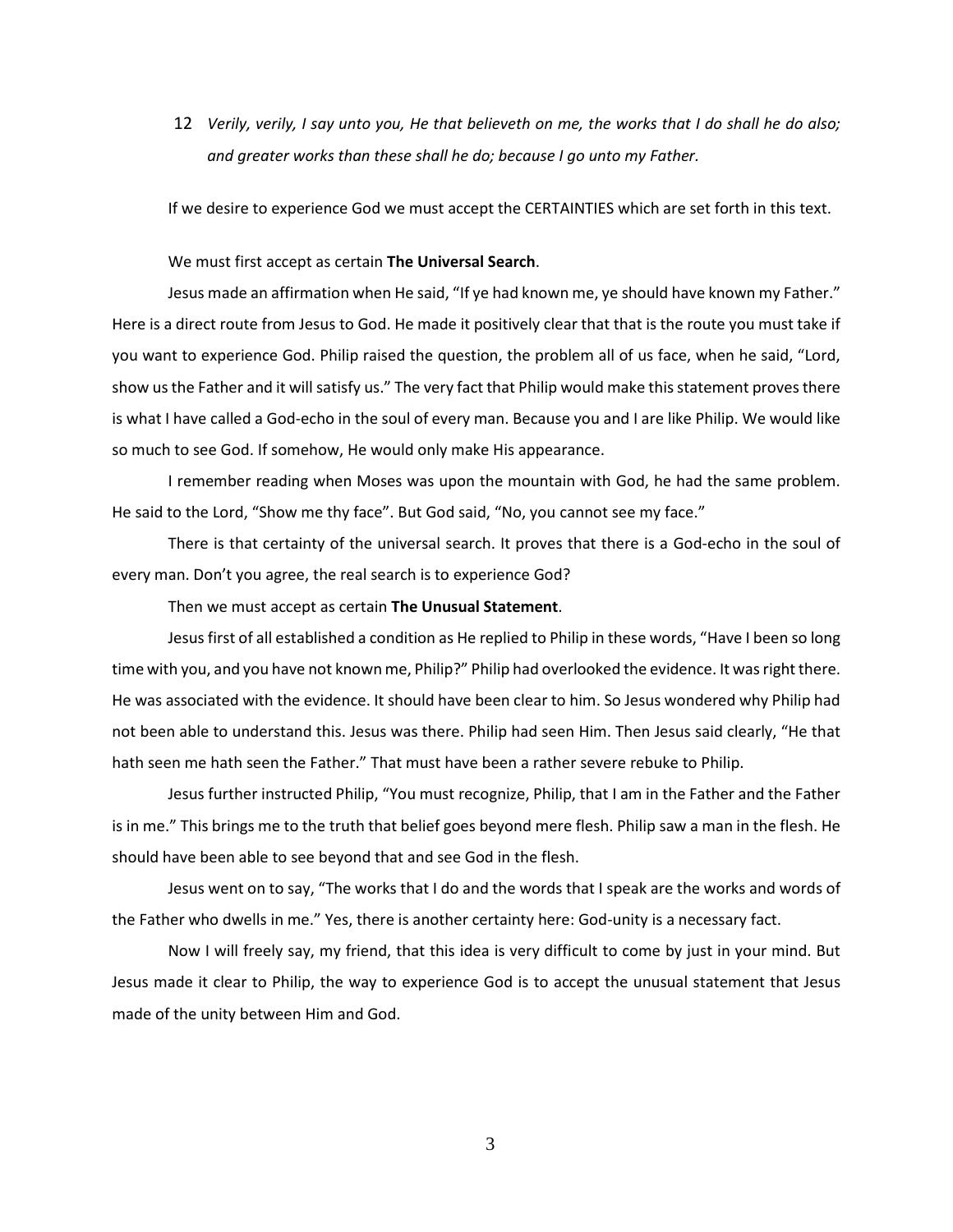12 *Verily, verily, I say unto you, He that believeth on me, the works that I do shall he do also; and greater works than these shall he do; because I go unto my Father.*

If we desire to experience God we must accept the CERTAINTIES which are set forth in this text.

We must first accept as certain **The Universal Search**.

Jesus made an affirmation when He said, "If ye had known me, ye should have known my Father." Here is a direct route from Jesus to God. He made it positively clear that that is the route you must take if you want to experience God. Philip raised the question, the problem all of us face, when he said, "Lord, show us the Father and it will satisfy us." The very fact that Philip would make this statement proves there is what I have called a God-echo in the soul of every man. Because you and I are like Philip. We would like so much to see God. If somehow, He would only make His appearance.

I remember reading when Moses was upon the mountain with God, he had the same problem. He said to the Lord, "Show me thy face". But God said, "No, you cannot see my face."

There is that certainty of the universal search. It proves that there is a God-echo in the soul of every man. Don't you agree, the real search is to experience God?

Then we must accept as certain **The Unusual Statement**.

Jesus first of all established a condition as He replied to Philip in these words, "Have I been so long time with you, and you have not known me, Philip?" Philip had overlooked the evidence. It was right there. He was associated with the evidence. It should have been clear to him. So Jesus wondered why Philip had not been able to understand this. Jesus was there. Philip had seen Him. Then Jesus said clearly, "He that hath seen me hath seen the Father." That must have been a rather severe rebuke to Philip.

Jesus further instructed Philip, "You must recognize, Philip, that I am in the Father and the Father is in me." This brings me to the truth that belief goes beyond mere flesh. Philip saw a man in the flesh. He should have been able to see beyond that and see God in the flesh.

Jesus went on to say, "The works that I do and the words that I speak are the works and words of the Father who dwells in me." Yes, there is another certainty here: God-unity is a necessary fact.

Now I will freely say, my friend, that this idea is very difficult to come by just in your mind. But Jesus made it clear to Philip, the way to experience God is to accept the unusual statement that Jesus made of the unity between Him and God.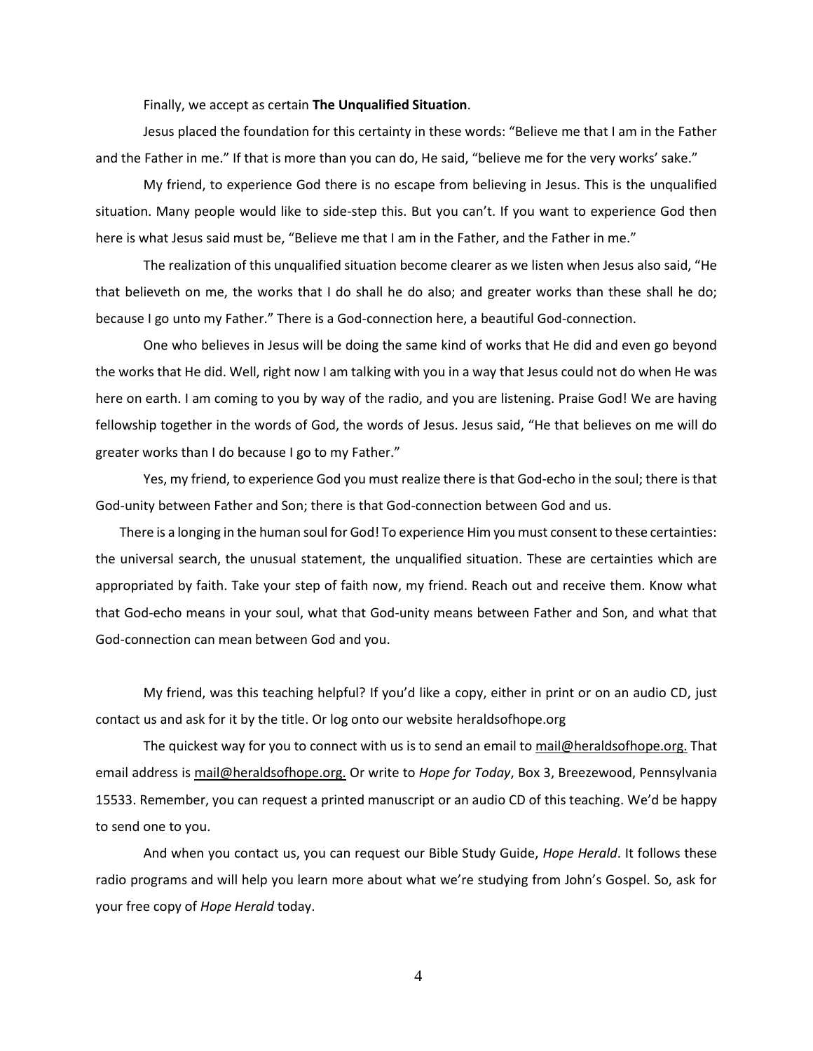Finally, we accept as certain **The Unqualified Situation**.

Jesus placed the foundation for this certainty in these words: "Believe me that I am in the Father and the Father in me." If that is more than you can do, He said, "believe me for the very works' sake."

My friend, to experience God there is no escape from believing in Jesus. This is the unqualified situation. Many people would like to side-step this. But you can't. If you want to experience God then here is what Jesus said must be, "Believe me that I am in the Father, and the Father in me."

The realization of this unqualified situation become clearer as we listen when Jesus also said, "He that believeth on me, the works that I do shall he do also; and greater works than these shall he do; because I go unto my Father." There is a God-connection here, a beautiful God-connection.

One who believes in Jesus will be doing the same kind of works that He did and even go beyond the works that He did. Well, right now I am talking with you in a way that Jesus could not do when He was here on earth. I am coming to you by way of the radio, and you are listening. Praise God! We are having fellowship together in the words of God, the words of Jesus. Jesus said, "He that believes on me will do greater works than I do because I go to my Father."

Yes, my friend, to experience God you must realize there is that God-echo in the soul; there is that God-unity between Father and Son; there is that God-connection between God and us.

There is a longing in the human soul for God! To experience Him you must consent to these certainties: the universal search, the unusual statement, the unqualified situation. These are certainties which are appropriated by faith. Take your step of faith now, my friend. Reach out and receive them. Know what that God-echo means in your soul, what that God-unity means between Father and Son, and what that God-connection can mean between God and you.

My friend, was this teaching helpful? If you'd like a copy, either in print or on an audio CD, just contact us and ask for it by the title. Or log onto our website heraldsofhope.org

The quickest way for you to connect with us is to send an email to mail@heraldsofhope.org. That email address is mail@heraldsofhope.org. Or write to *Hope for Today*, Box 3, Breezewood, Pennsylvania 15533. Remember, you can request a printed manuscript or an audio CD of this teaching. We'd be happy to send one to you.

And when you contact us, you can request our Bible Study Guide, *Hope Herald*. It follows these radio programs and will help you learn more about what we're studying from John's Gospel. So, ask for your free copy of *Hope Herald* today.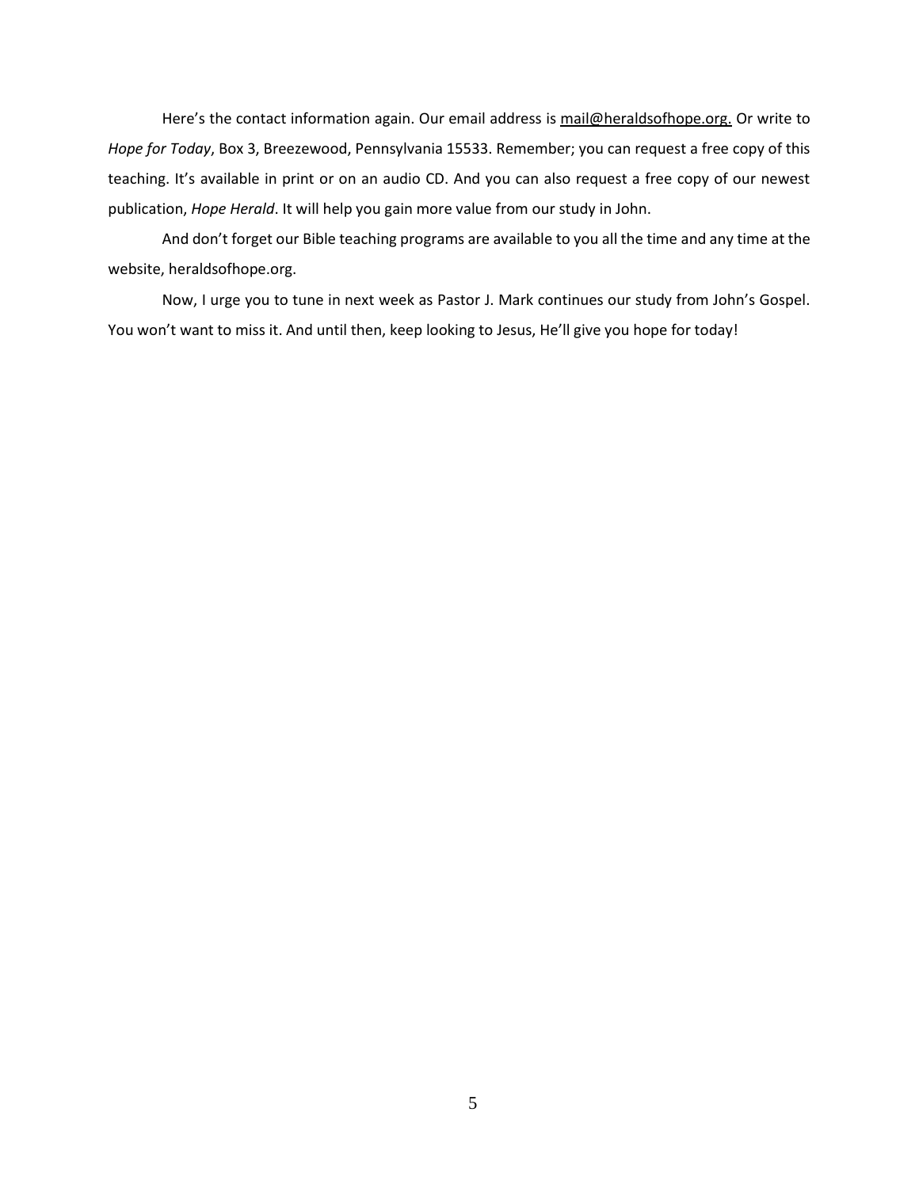Here's the contact information again. Our email address is mail@heraldsofhope.org. Or write to *Hope for Today*, Box 3, Breezewood, Pennsylvania 15533. Remember; you can request a free copy of this teaching. It's available in print or on an audio CD. And you can also request a free copy of our newest publication, *Hope Herald*. It will help you gain more value from our study in John.

And don't forget our Bible teaching programs are available to you all the time and any time at the website, heraldsofhope.org.

Now, I urge you to tune in next week as Pastor J. Mark continues our study from John's Gospel. You won't want to miss it. And until then, keep looking to Jesus, He'll give you hope for today!